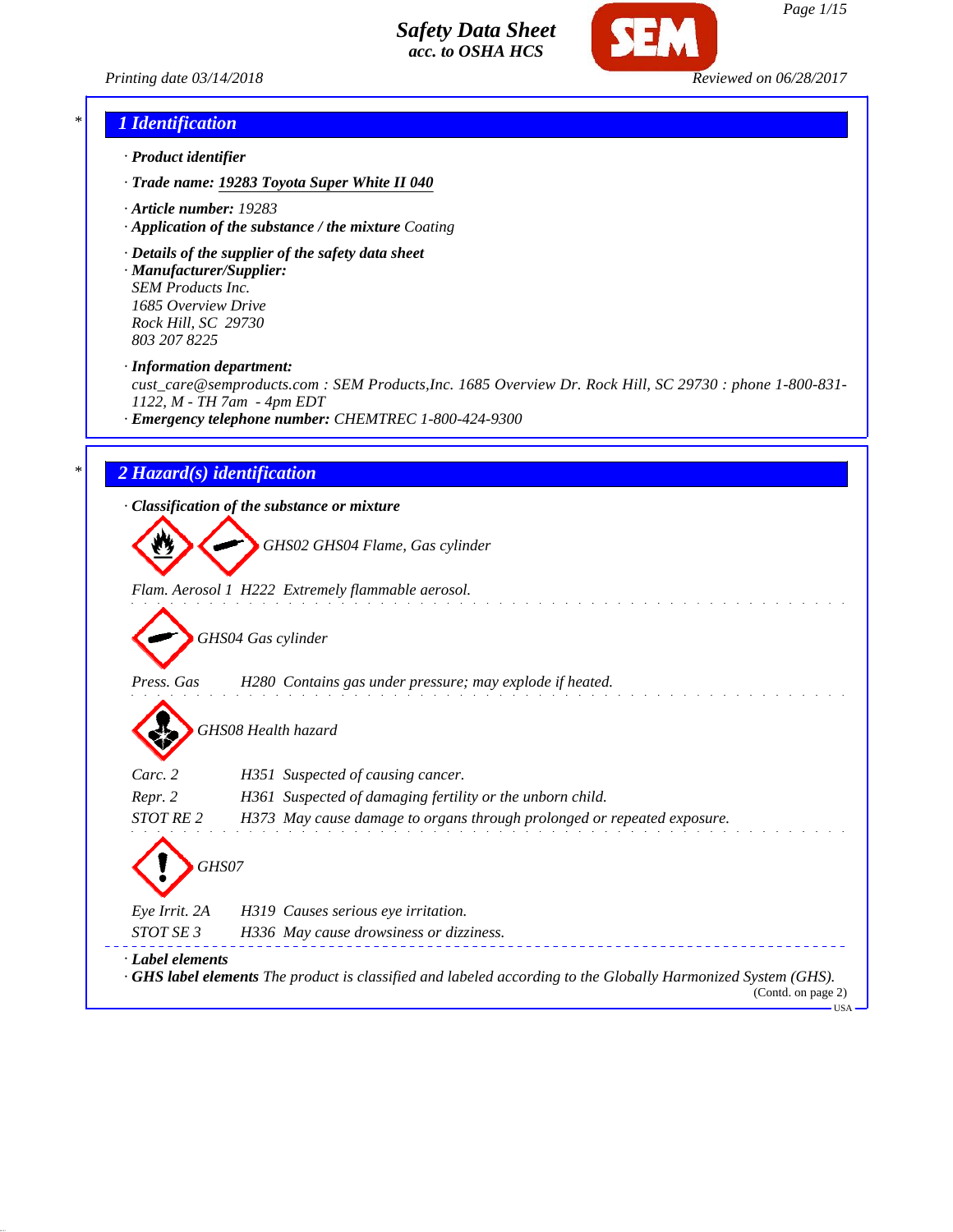# Safety Data Sheet
*acc. to OSHA HCS*

Printing date 03/14/2018 | Reviewed on 06/28/2017

## 1 Identification

· **Product identifier**

· **Trade name:** 19283 Toyota Super White II 040

· **Article number:** 19283

· **Application of the substance / the mixture** Coating

· **Details of the supplier of the safety data sheet**

· **Manufacturer/Supplier:**
SEM Products Inc.
1685 Overview Drive
Rock Hill, SC 29730
803 207 8225

· **Information department:**
cust_care@semproducts.com : SEM Products,Inc. 1685 Overview Dr. Rock Hill, SC 29730 : phone 1-800-831-1122, M - TH 7am - 4pm EDT

· **Emergency telephone number:** CHEMTREC 1-800-424-9300

## 2 Hazard(s) identification

· **Classification of the substance or mixture**

GHS02 GHS04 Flame, Gas cylinder

Flam. Aerosol 1 H222 Extremely flammable aerosol.

GHS04 Gas cylinder

Press. Gas H280 Contains gas under pressure; may explode if heated.

GHS08 Health hazard

Carc. 2 H351 Suspected of causing cancer.

Repr. 2 H361 Suspected of damaging fertility or the unborn child.

STOT RE 2 H373 May cause damage to organs through prolonged or repeated exposure.

GHS07

Eye Irrit. 2A H319 Causes serious eye irritation.

STOT SE 3 H336 May cause drowsiness or dizziness.

· **Label elements**

· **GHS label elements** The product is classified and labeled according to the Globally Harmonized System (GHS).

(Contd. on page 2)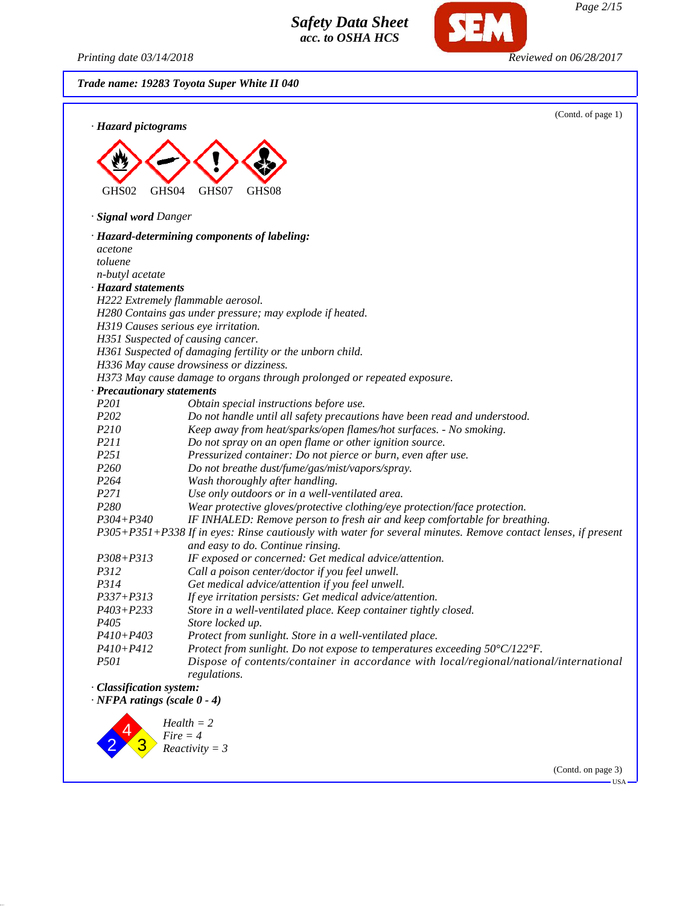**Trade name: 19283 Toyota Super White II 040**

(Contd. of page 1)

· **Hazard pictograms**

GHS02 GHS04 GHS07 GHS08

· **Signal word** Danger

· **Hazard-determining components of labeling:**

acetone
toluene
n-butyl acetate

· **Hazard statements**

H222 Extremely flammable aerosol.
H280 Contains gas under pressure; may explode if heated.
H319 Causes serious eye irritation.
H351 Suspected of causing cancer.
H361 Suspected of damaging fertility or the unborn child.
H336 May cause drowsiness or dizziness.
H373 May cause damage to organs through prolonged or repeated exposure.

· **Precautionary statements**

| | |
|---|---|
| P201 | Obtain special instructions before use. |
| P202 | Do not handle until all safety precautions have been read and understood. |
| P210 | Keep away from heat/sparks/open flames/hot surfaces. - No smoking. |
| P211 | Do not spray on an open flame or other ignition source. |
| P251 | Pressurized container: Do not pierce or burn, even after use. |
| P260 | Do not breathe dust/fume/gas/mist/vapors/spray. |
| P264 | Wash thoroughly after handling. |
| P271 | Use only outdoors or in a well-ventilated area. |
| P280 | Wear protective gloves/protective clothing/eye protection/face protection. |
| P304+P340 | IF INHALED: Remove person to fresh air and keep comfortable for breathing. |
| P305+P351+P338 | If in eyes: Rinse cautiously with water for several minutes. Remove contact lenses, if present and easy to do. Continue rinsing. |
| P308+P313 | IF exposed or concerned: Get medical advice/attention. |
| P312 | Call a poison center/doctor if you feel unwell. |
| P314 | Get medical advice/attention if you feel unwell. |
| P337+P313 | If eye irritation persists: Get medical advice/attention. |
| P403+P233 | Store in a well-ventilated place. Keep container tightly closed. |
| P405 | Store locked up. |
| P410+P403 | Protect from sunlight. Store in a well-ventilated place. |
| P410+P412 | Protect from sunlight. Do not expose to temperatures exceeding 50°C/122°F. |
| P501 | Dispose of contents/container in accordance with local/regional/national/international regulations. |

· **Classification system:**

· **NFPA ratings (scale 0 - 4)**

Health = 2
Fire = 4
Reactivity = 3

(Contd. on page 3)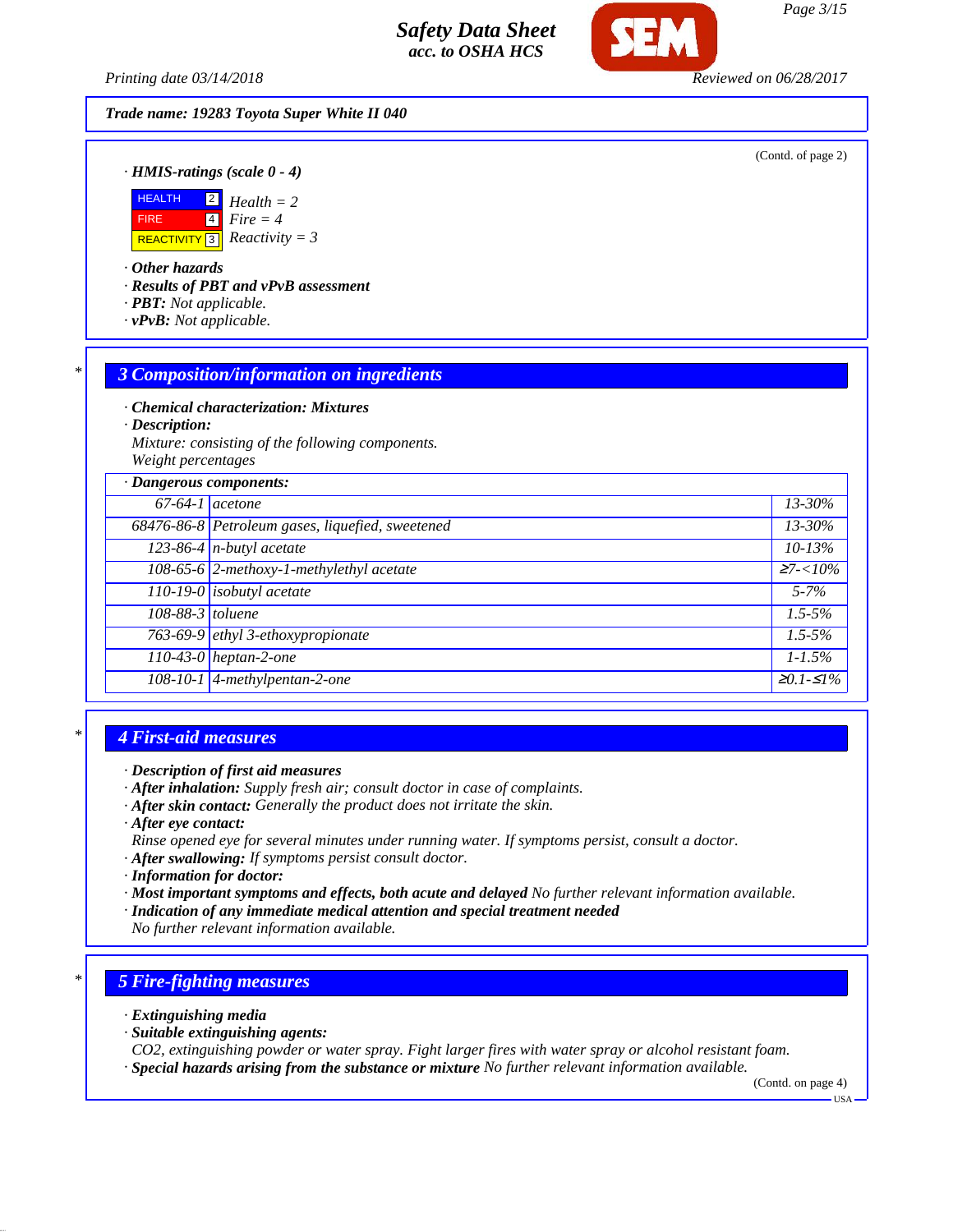**Trade name: 19283 Toyota Super White II 040**

(Contd. of page 2)

· ***HMIS-ratings (scale 0 - 4)***

| | | |
|---|---|---|
| HEALTH | 2 | *Health = 2* |
| FIRE | 4 | *Fire = 4* |
| REACTIVITY | 3 | *Reactivity = 3* |

· ***Other hazards***
· ***Results of PBT and vPvB assessment***
· ***PBT:*** *Not applicable.*
· ***vPvB:*** *Not applicable.*

## 3 Composition/information on ingredients

· ***Chemical characterization: Mixtures***
· ***Description:***
*Mixture: consisting of the following components.*
*Weight percentages*

| · **Dangerous components:** | | |
|---|---|---|
| 67-64-1 | acetone | 13-30% |
| 68476-86-8 | Petroleum gases, liquefied, sweetened | 13-30% |
| 123-86-4 | n-butyl acetate | 10-13% |
| 108-65-6 | 2-methoxy-1-methylethyl acetate | ≥7-<10% |
| 110-19-0 | isobutyl acetate | 5-7% |
| 108-88-3 | toluene | 1.5-5% |
| 763-69-9 | ethyl 3-ethoxypropionate | 1.5-5% |
| 110-43-0 | heptan-2-one | 1-1.5% |
| 108-10-1 | 4-methylpentan-2-one | ≥0.1-≤1% |

## 4 First-aid measures

· ***Description of first aid measures***
· ***After inhalation:*** *Supply fresh air; consult doctor in case of complaints.*
· ***After skin contact:*** *Generally the product does not irritate the skin.*
· ***After eye contact:***
*Rinse opened eye for several minutes under running water. If symptoms persist, consult a doctor.*
· ***After swallowing:*** *If symptoms persist consult doctor.*
· ***Information for doctor:***
· ***Most important symptoms and effects, both acute and delayed*** *No further relevant information available.*
· ***Indication of any immediate medical attention and special treatment needed***
*No further relevant information available.*

## 5 Fire-fighting measures

· ***Extinguishing media***
· ***Suitable extinguishing agents:***
*$CO_2$, extinguishing powder or water spray. Fight larger fires with water spray or alcohol resistant foam.*
· ***Special hazards arising from the substance or mixture*** *No further relevant information available.*

(Contd. on page 4)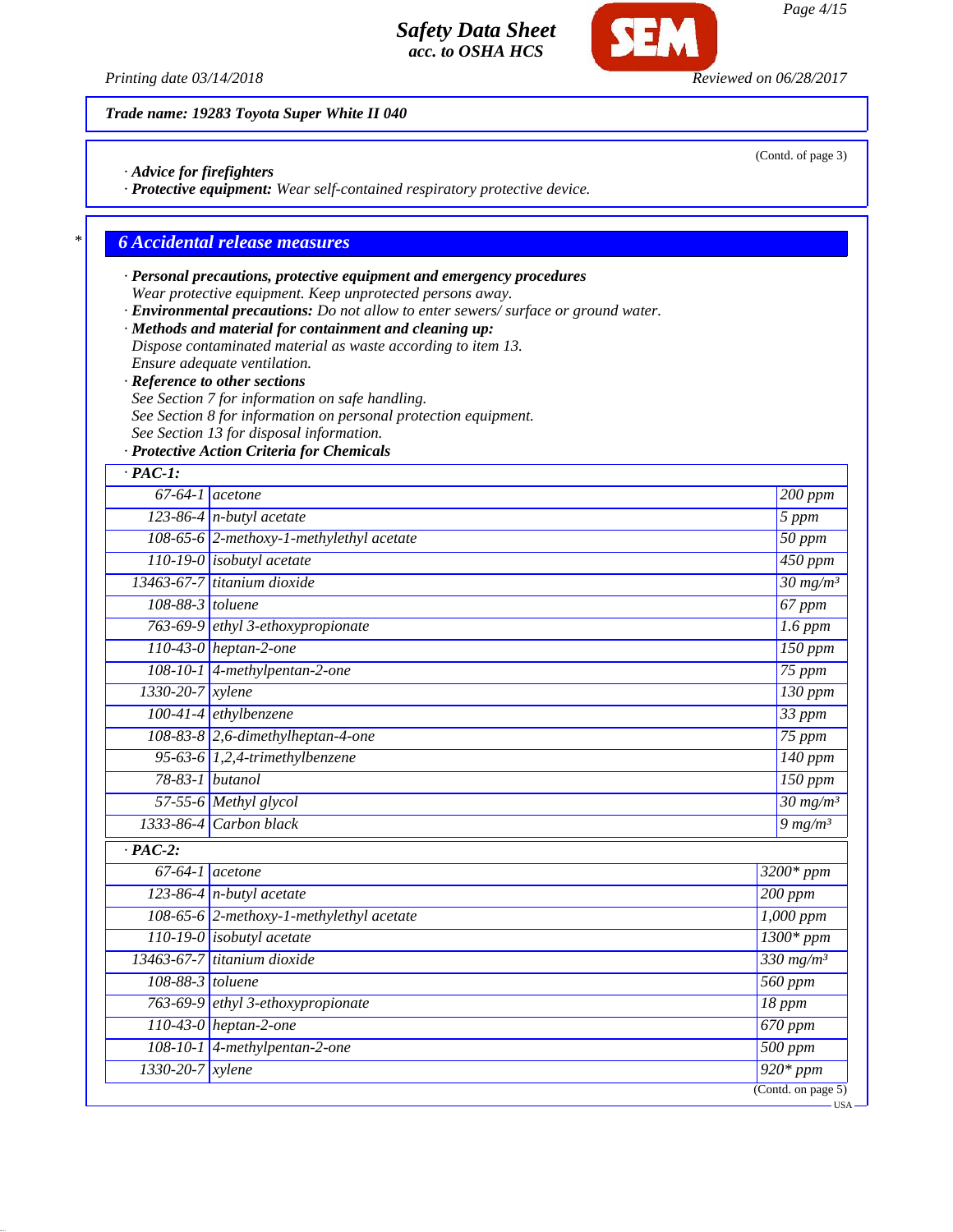Trade name: 19283 Toyota Super White II 040

(Contd. of page 3)

· **Advice for firefighters**
· **Protective equipment:** Wear self-contained respiratory protective device.

## 6 Accidental release measures

· **Personal precautions, protective equipment and emergency procedures**
Wear protective equipment. Keep unprotected persons away.
· **Environmental precautions:** Do not allow to enter sewers/ surface or ground water.
· **Methods and material for containment and cleaning up:**
Dispose contaminated material as waste according to item 13.
Ensure adequate ventilation.
· **Reference to other sections**
See Section 7 for information on safe handling.
See Section 8 for information on personal protection equipment.
See Section 13 for disposal information.
· **Protective Action Criteria for Chemicals**

| · **PAC-1:** | | |
|---|---|---|
| 67-64-1 | acetone | 200 ppm |
| 123-86-4 | n-butyl acetate | 5 ppm |
| 108-65-6 | 2-methoxy-1-methylethyl acetate | 50 ppm |
| 110-19-0 | isobutyl acetate | 450 ppm |
| 13463-67-7 | titanium dioxide | 30 mg/m³ |
| 108-88-3 | toluene | 67 ppm |
| 763-69-9 | ethyl 3-ethoxypropionate | 1.6 ppm |
| 110-43-0 | heptan-2-one | 150 ppm |
| 108-10-1 | 4-methylpentan-2-one | 75 ppm |
| 1330-20-7 | xylene | 130 ppm |
| 100-41-4 | ethylbenzene | 33 ppm |
| 108-83-8 | 2,6-dimethylheptan-4-one | 75 ppm |
| 95-63-6 | 1,2,4-trimethylbenzene | 140 ppm |
| 78-83-1 | butanol | 150 ppm |
| 57-55-6 | Methyl glycol | 30 mg/m³ |
| 1333-86-4 | Carbon black | 9 mg/m³ |

| · **PAC-2:** | | |
|---|---|---|
| 67-64-1 | acetone | 3200* ppm |
| 123-86-4 | n-butyl acetate | 200 ppm |
| 108-65-6 | 2-methoxy-1-methylethyl acetate | 1,000 ppm |
| 110-19-0 | isobutyl acetate | 1300* ppm |
| 13463-67-7 | titanium dioxide | 330 mg/m³ |
| 108-88-3 | toluene | 560 ppm |
| 763-69-9 | ethyl 3-ethoxypropionate | 18 ppm |
| 110-43-0 | heptan-2-one | 670 ppm |
| 108-10-1 | 4-methylpentan-2-one | 500 ppm |
| 1330-20-7 | xylene | 920* ppm |

(Contd. on page 5)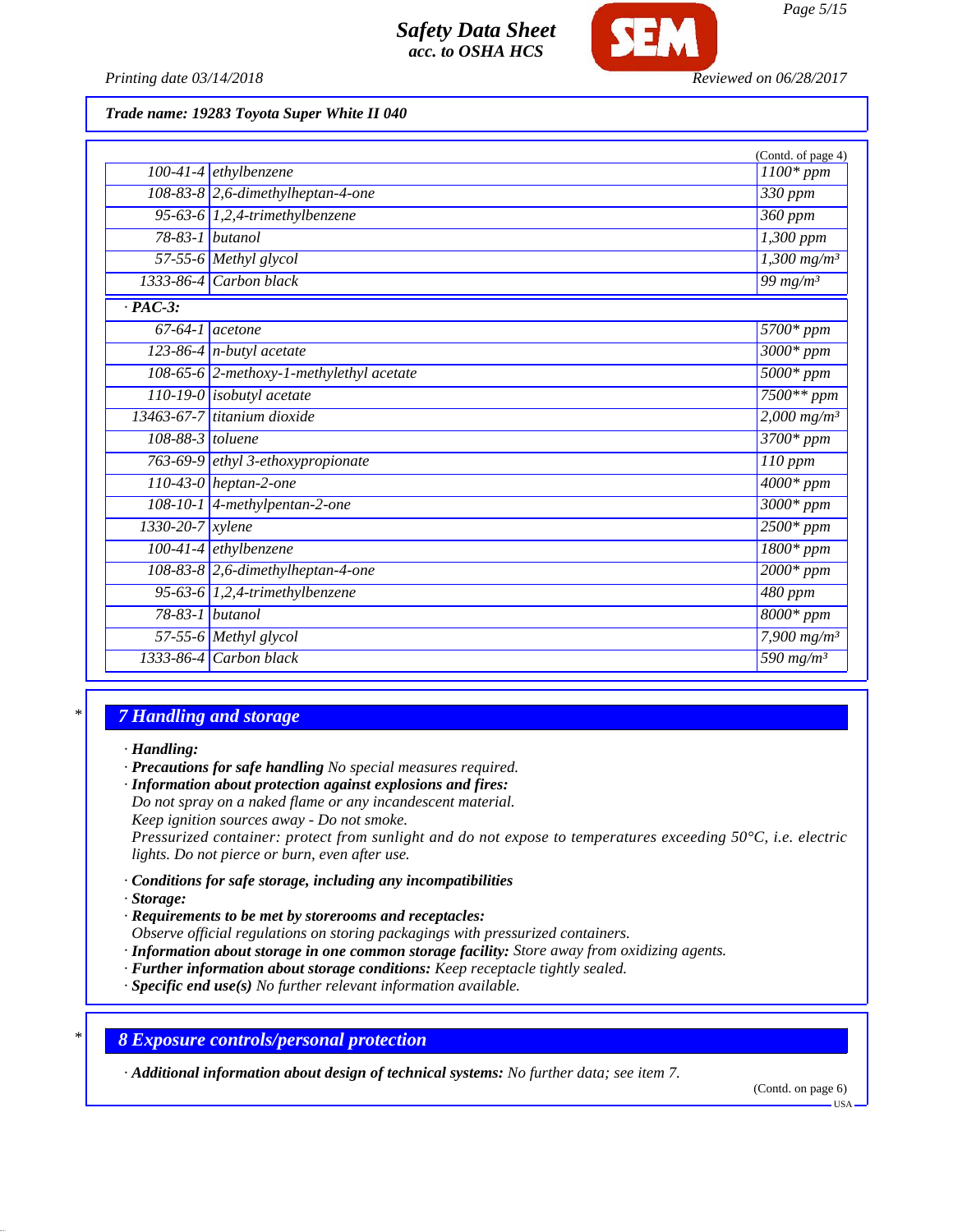**Trade name: 19283 Toyota Super White II 040**

(Contd. of page 4)

| | | |
|---|---|---|
| 100-41-4 | ethylbenzene | 1100* ppm |
| 108-83-8 | 2,6-dimethylheptan-4-one | 330 ppm |
| 95-63-6 | 1,2,4-trimethylbenzene | 360 ppm |
| 78-83-1 | butanol | 1,300 ppm |
| 57-55-6 | Methyl glycol | 1,300 mg/m³ |
| 1333-86-4 | Carbon black | 99 mg/m³ |
| **· PAC-3:** | | |
| 67-64-1 | acetone | 5700* ppm |
| 123-86-4 | n-butyl acetate | 3000* ppm |
| 108-65-6 | 2-methoxy-1-methylethyl acetate | 5000* ppm |
| 110-19-0 | isobutyl acetate | 7500** ppm |
| 13463-67-7 | titanium dioxide | 2,000 mg/m³ |
| 108-88-3 | toluene | 3700* ppm |
| 763-69-9 | ethyl 3-ethoxypropionate | 110 ppm |
| 110-43-0 | heptan-2-one | 4000* ppm |
| 108-10-1 | 4-methylpentan-2-one | 3000* ppm |
| 1330-20-7 | xylene | 2500* ppm |
| 100-41-4 | ethylbenzene | 1800* ppm |
| 108-83-8 | 2,6-dimethylheptan-4-one | 2000* ppm |
| 95-63-6 | 1,2,4-trimethylbenzene | 480 ppm |
| 78-83-1 | butanol | 8000* ppm |
| 57-55-6 | Methyl glycol | 7,900 mg/m³ |
| 1333-86-4 | Carbon black | 590 mg/m³ |

## 7 Handling and storage

· **Handling:**
· **Precautions for safe handling** No special measures required.
· **Information about protection against explosions and fires:**
Do not spray on a naked flame or any incandescent material.
Keep ignition sources away - Do not smoke.
Pressurized container: protect from sunlight and do not expose to temperatures exceeding 50°C, i.e. electric lights. Do not pierce or burn, even after use.

· **Conditions for safe storage, including any incompatibilities**
· **Storage:**
· **Requirements to be met by storerooms and receptacles:**
Observe official regulations on storing packagings with pressurized containers.
· **Information about storage in one common storage facility:** Store away from oxidizing agents.
· **Further information about storage conditions:** Keep receptacle tightly sealed.
· **Specific end use(s)** No further relevant information available.

## 8 Exposure controls/personal protection

· **Additional information about design of technical systems:** No further data; see item 7.

(Contd. on page 6)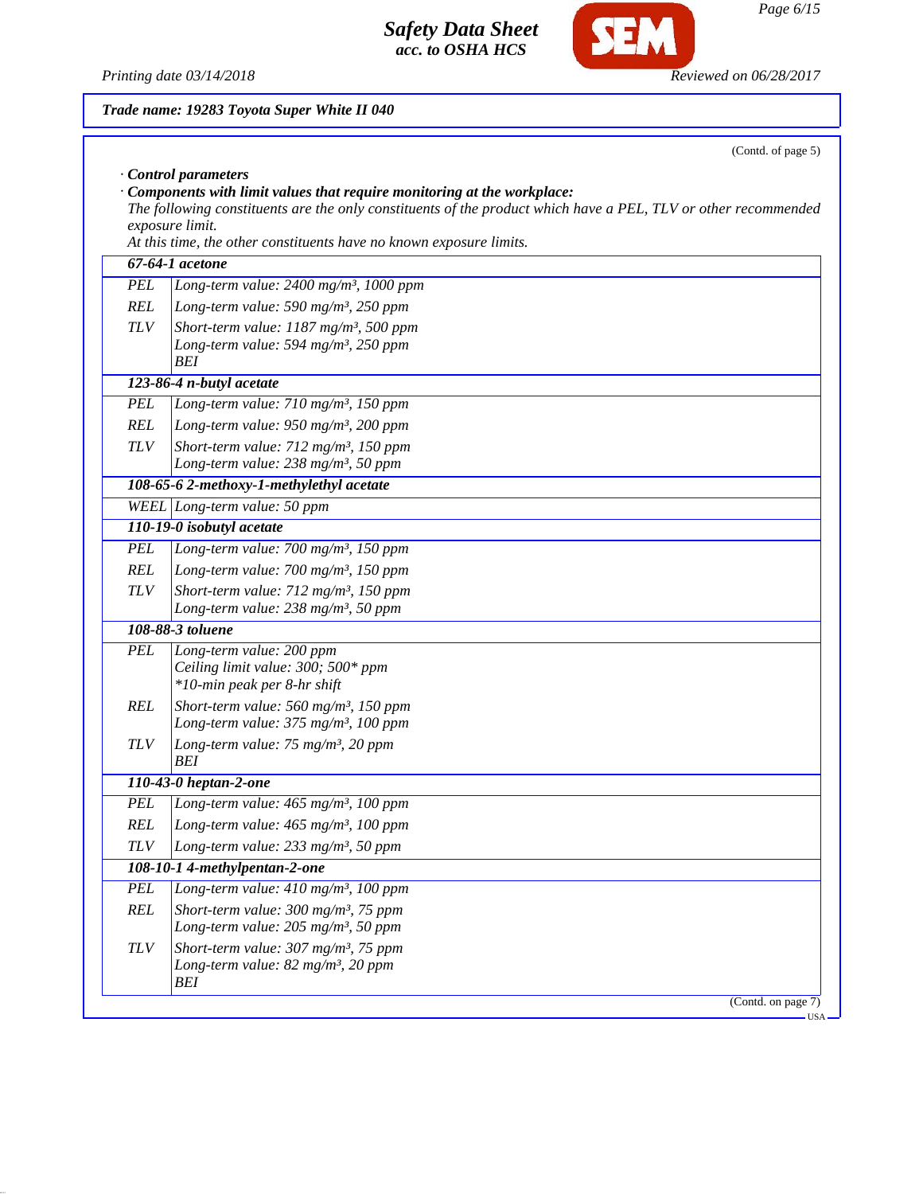**Trade name: 19283 Toyota Super White II 040**

(Contd. of page 5)

· **Control parameters**

· **Components with limit values that require monitoring at the workplace:**

*The following constituents are the only constituents of the product which have a PEL, TLV or other recommended exposure limit.*

*At this time, the other constituents have no known exposure limits.*

| **67-64-1 acetone** | |
|---|---|
| PEL | Long-term value: 2400 mg/m³, 1000 ppm |
| REL | Long-term value: 590 mg/m³, 250 ppm |
| TLV | Short-term value: 1187 mg/m³, 500 ppm<br>Long-term value: 594 mg/m³, 250 ppm<br>BEI |
| **123-86-4 n-butyl acetate** | |
| PEL | Long-term value: 710 mg/m³, 150 ppm |
| REL | Long-term value: 950 mg/m³, 200 ppm |
| TLV | Short-term value: 712 mg/m³, 150 ppm<br>Long-term value: 238 mg/m³, 50 ppm |
| **108-65-6 2-methoxy-1-methylethyl acetate** | |
| WEEL | Long-term value: 50 ppm |
| **110-19-0 isobutyl acetate** | |
| PEL | Long-term value: 700 mg/m³, 150 ppm |
| REL | Long-term value: 700 mg/m³, 150 ppm |
| TLV | Short-term value: 712 mg/m³, 150 ppm<br>Long-term value: 238 mg/m³, 50 ppm |
| **108-88-3 toluene** | |
| PEL | Long-term value: 200 ppm<br>Ceiling limit value: 300; 500* ppm<br>*10-min peak per 8-hr shift |
| REL | Short-term value: 560 mg/m³, 150 ppm<br>Long-term value: 375 mg/m³, 100 ppm |
| TLV | Long-term value: 75 mg/m³, 20 ppm<br>BEI |
| **110-43-0 heptan-2-one** | |
| PEL | Long-term value: 465 mg/m³, 100 ppm |
| REL | Long-term value: 465 mg/m³, 100 ppm |
| TLV | Long-term value: 233 mg/m³, 50 ppm |
| **108-10-1 4-methylpentan-2-one** | |
| PEL | Long-term value: 410 mg/m³, 100 ppm |
| REL | Short-term value: 300 mg/m³, 75 ppm<br>Long-term value: 205 mg/m³, 50 ppm |
| TLV | Short-term value: 307 mg/m³, 75 ppm<br>Long-term value: 82 mg/m³, 20 ppm<br>BEI |

(Contd. on page 7)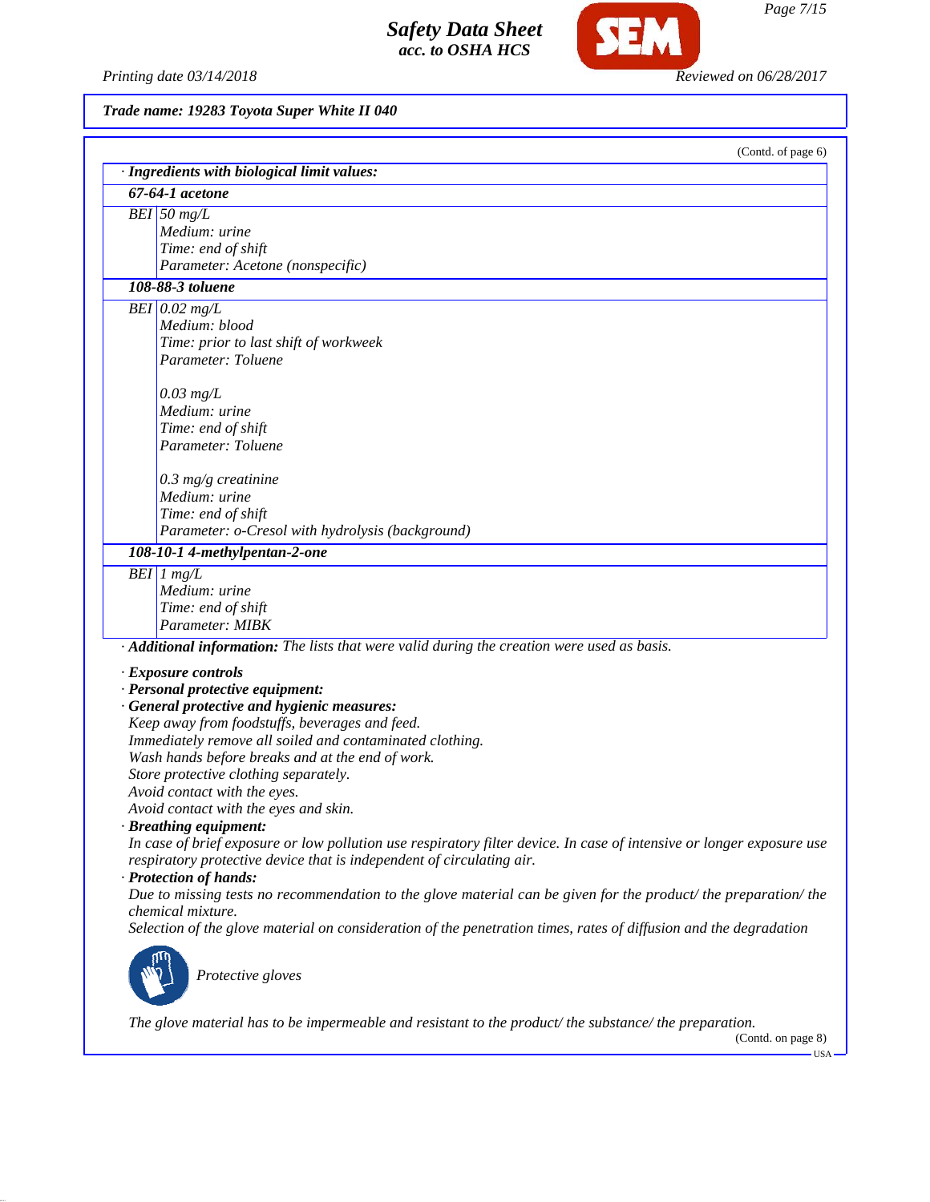Trade name: 19283 Toyota Super White II 040

(Contd. of page 6)

**· Ingredients with biological limit values:**

| | |
|---|---|
| **67-64-1 acetone** | |
| BEI | 50 mg/L<br>Medium: urine<br>Time: end of shift<br>Parameter: Acetone (nonspecific) |
| **108-88-3 toluene** | |
| BEI | 0.02 mg/L<br>Medium: blood<br>Time: prior to last shift of workweek<br>Parameter: Toluene<br><br>0.03 mg/L<br>Medium: urine<br>Time: end of shift<br>Parameter: Toluene<br><br>0.3 mg/g creatinine<br>Medium: urine<br>Time: end of shift<br>Parameter: o-Cresol with hydrolysis (background) |
| **108-10-1 4-methylpentan-2-one** | |
| BEI | 1 mg/L<br>Medium: urine<br>Time: end of shift<br>Parameter: MIBK |

· **Additional information:** The lists that were valid during the creation were used as basis.

· **Exposure controls**

· **Personal protective equipment:**

· **General protective and hygienic measures:**

Keep away from foodstuffs, beverages and feed.
Immediately remove all soiled and contaminated clothing.
Wash hands before breaks and at the end of work.
Store protective clothing separately.
Avoid contact with the eyes.
Avoid contact with the eyes and skin.

· **Breathing equipment:**

In case of brief exposure or low pollution use respiratory filter device. In case of intensive or longer exposure use respiratory protective device that is independent of circulating air.

· **Protection of hands:**

Due to missing tests no recommendation to the glove material can be given for the product/ the preparation/ the chemical mixture.
Selection of the glove material on consideration of the penetration times, rates of diffusion and the degradation

Protective gloves

The glove material has to be impermeable and resistant to the product/ the substance/ the preparation.

(Contd. on page 8)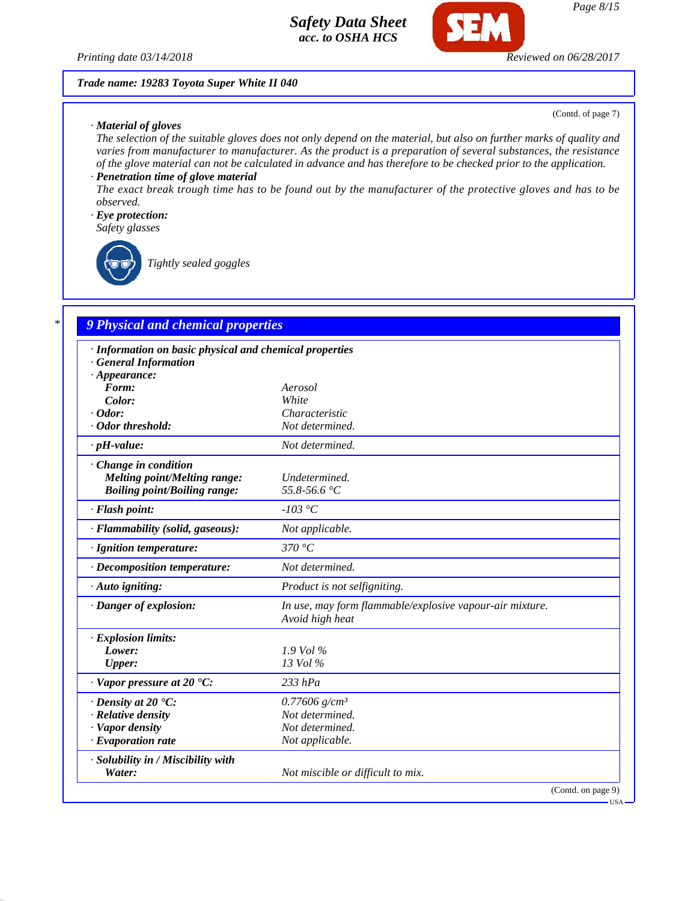**Trade name: 19283 Toyota Super White II 040**

(Contd. of page 7)

· **Material of gloves**
The selection of the suitable gloves does not only depend on the material, but also on further marks of quality and varies from manufacturer to manufacturer. As the product is a preparation of several substances, the resistance of the glove material can not be calculated in advance and has therefore to be checked prior to the application.

· **Penetration time of glove material**
The exact break trough time has to be found out by the manufacturer of the protective gloves and has to be observed.

· **Eye protection:**
Safety glasses

Tightly sealed goggles

## 9 Physical and chemical properties

| | |
|---|---|
| · **Information on basic physical and chemical properties** | |
| · **General Information** | |
| · **Appearance:** | |
| **Form:** | Aerosol |
| **Color:** | White |
| · **Odor:** | Characteristic |
| · **Odor threshold:** | Not determined. |
| · **pH-value:** | Not determined. |
| · **Change in condition** | |
| **Melting point/Melting range:** | Undetermined. |
| **Boiling point/Boiling range:** | 55.8-56.6 °C |
| · **Flash point:** | -103 °C |
| · **Flammability (solid, gaseous):** | Not applicable. |
| · **Ignition temperature:** | 370 °C |
| · **Decomposition temperature:** | Not determined. |
| · **Auto igniting:** | Product is not selfigniting. |
| · **Danger of explosion:** | In use, may form flammable/explosive vapour-air mixture. Avoid high heat |
| · **Explosion limits:** | |
| **Lower:** | 1.9 Vol % |
| **Upper:** | 13 Vol % |
| · **Vapor pressure at 20 °C:** | 233 hPa |
| · **Density at 20 °C:** | 0.77606 g/cm³ |
| · **Relative density** | Not determined. |
| · **Vapor density** | Not determined. |
| · **Evaporation rate** | Not applicable. |
| · **Solubility in / Miscibility with** | |
| **Water:** | Not miscible or difficult to mix. |

(Contd. on page 9)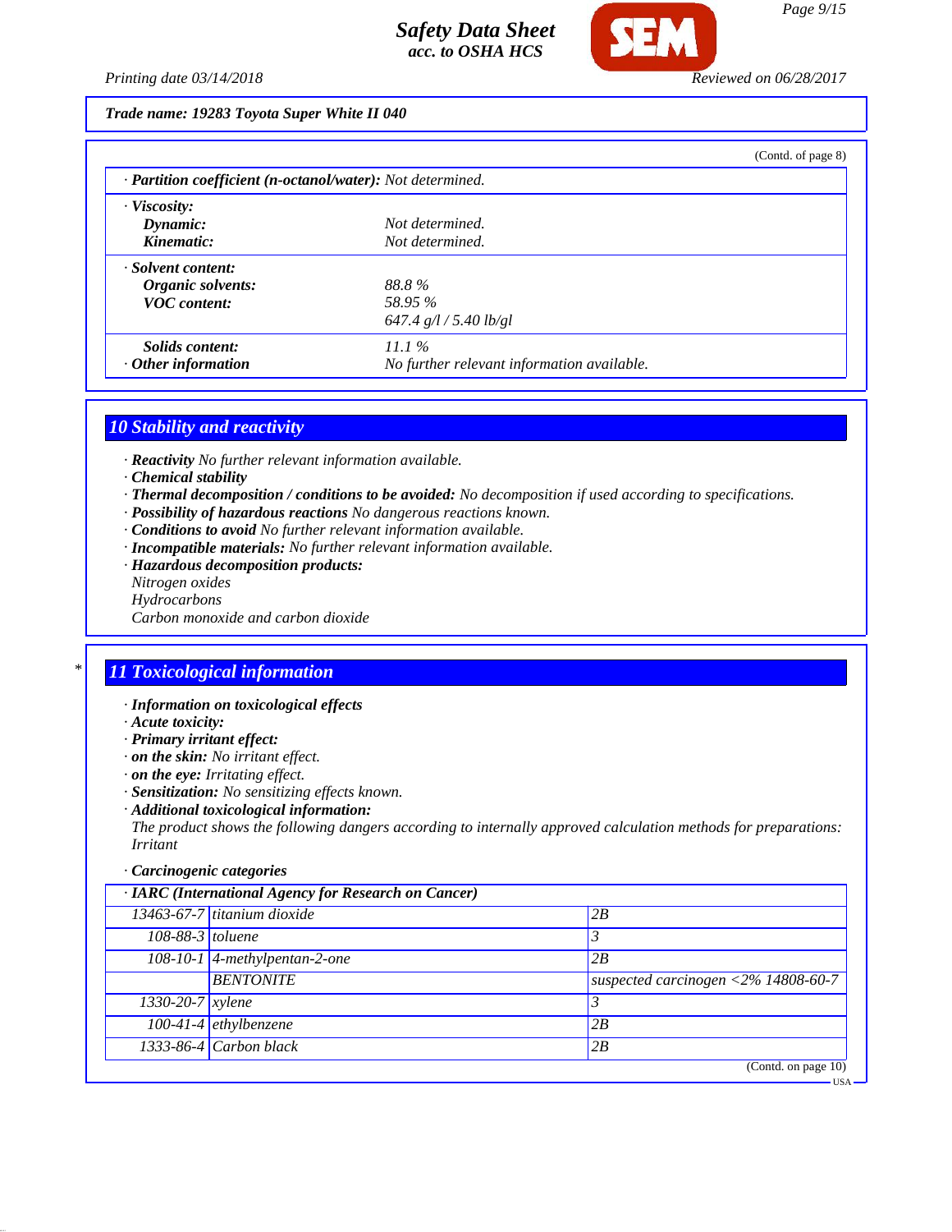**Trade name: 19283 Toyota Super White II 040**

(Contd. of page 8)

| | |
|---|---|
| · **Partition coefficient (n-octanol/water):** Not determined. | |
| · **Viscosity:** | |
| **Dynamic:** | Not determined. |
| **Kinematic:** | Not determined. |
| · **Solvent content:** | |
| **Organic solvents:** | 88.8 % |
| **VOC content:** | 58.95 % |
| | 647.4 g/l / 5.40 lb/gl |
| **Solids content:** | 11.1 % |
| · **Other information** | No further relevant information available. |

## 10 Stability and reactivity

· **Reactivity** No further relevant information available.
· **Chemical stability**
· **Thermal decomposition / conditions to be avoided:** No decomposition if used according to specifications.
· **Possibility of hazardous reactions** No dangerous reactions known.
· **Conditions to avoid** No further relevant information available.
· **Incompatible materials:** No further relevant information available.
· **Hazardous decomposition products:**
Nitrogen oxides
Hydrocarbons
Carbon monoxide and carbon dioxide

\* 

## 11 Toxicological information

· **Information on toxicological effects**
· **Acute toxicity:**
· **Primary irritant effect:**
· **on the skin:** No irritant effect.
· **on the eye:** Irritating effect.
· **Sensitization:** No sensitizing effects known.
· **Additional toxicological information:**
The product shows the following dangers according to internally approved calculation methods for preparations:
Irritant

· **Carcinogenic categories**

| · IARC (International Agency for Research on Cancer) | | |
|---|---|---|
| 13463-67-7 | titanium dioxide | 2B |
| 108-88-3 | toluene | 3 |
| 108-10-1 | 4-methylpentan-2-one | 2B |
| | BENTONITE | suspected carcinogen <2% 14808-60-7 |
| 1330-20-7 | xylene | 3 |
| 100-41-4 | ethylbenzene | 2B |
| 1333-86-4 | Carbon black | 2B |

(Contd. on page 10)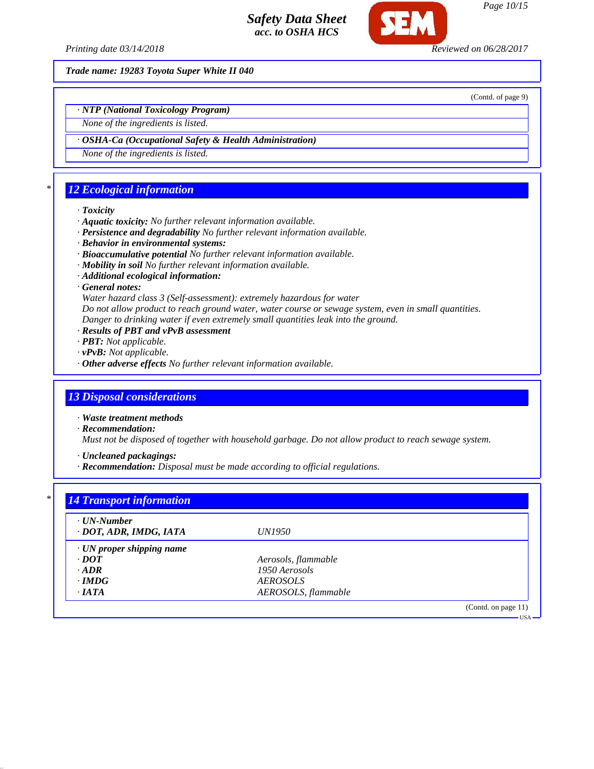**Trade name: 19283 Toyota Super White II 040**

(Contd. of page 9)

· **NTP (National Toxicology Program)**

None of the ingredients is listed.

· **OSHA-Ca (Occupational Safety & Health Administration)**

None of the ingredients is listed.

## 12 Ecological information

· **Toxicity**
· **Aquatic toxicity:** No further relevant information available.
· **Persistence and degradability** No further relevant information available.
· **Behavior in environmental systems:**
· **Bioaccumulative potential** No further relevant information available.
· **Mobility in soil** No further relevant information available.
· **Additional ecological information:**
· **General notes:**
Water hazard class 3 (Self-assessment): extremely hazardous for water
Do not allow product to reach ground water, water course or sewage system, even in small quantities.
Danger to drinking water if even extremely small quantities leak into the ground.
· **Results of PBT and vPvB assessment**
· **PBT:** Not applicable.
· **vPvB:** Not applicable.
· **Other adverse effects** No further relevant information available.

## 13 Disposal considerations

· **Waste treatment methods**
· **Recommendation:**
Must not be disposed of together with household garbage. Do not allow product to reach sewage system.

· **Uncleaned packagings:**
· **Recommendation:** Disposal must be made according to official regulations.

## 14 Transport information

| · **UN-Number** | |
|---|---|
| · **DOT, ADR, IMDG, IATA** | UN1950 |
| · **UN proper shipping name** | |
| · **DOT** | Aerosols, flammable |
| · **ADR** | 1950 Aerosols |
| · **IMDG** | AEROSOLS |
| · **IATA** | AEROSOLS, flammable |

(Contd. on page 11)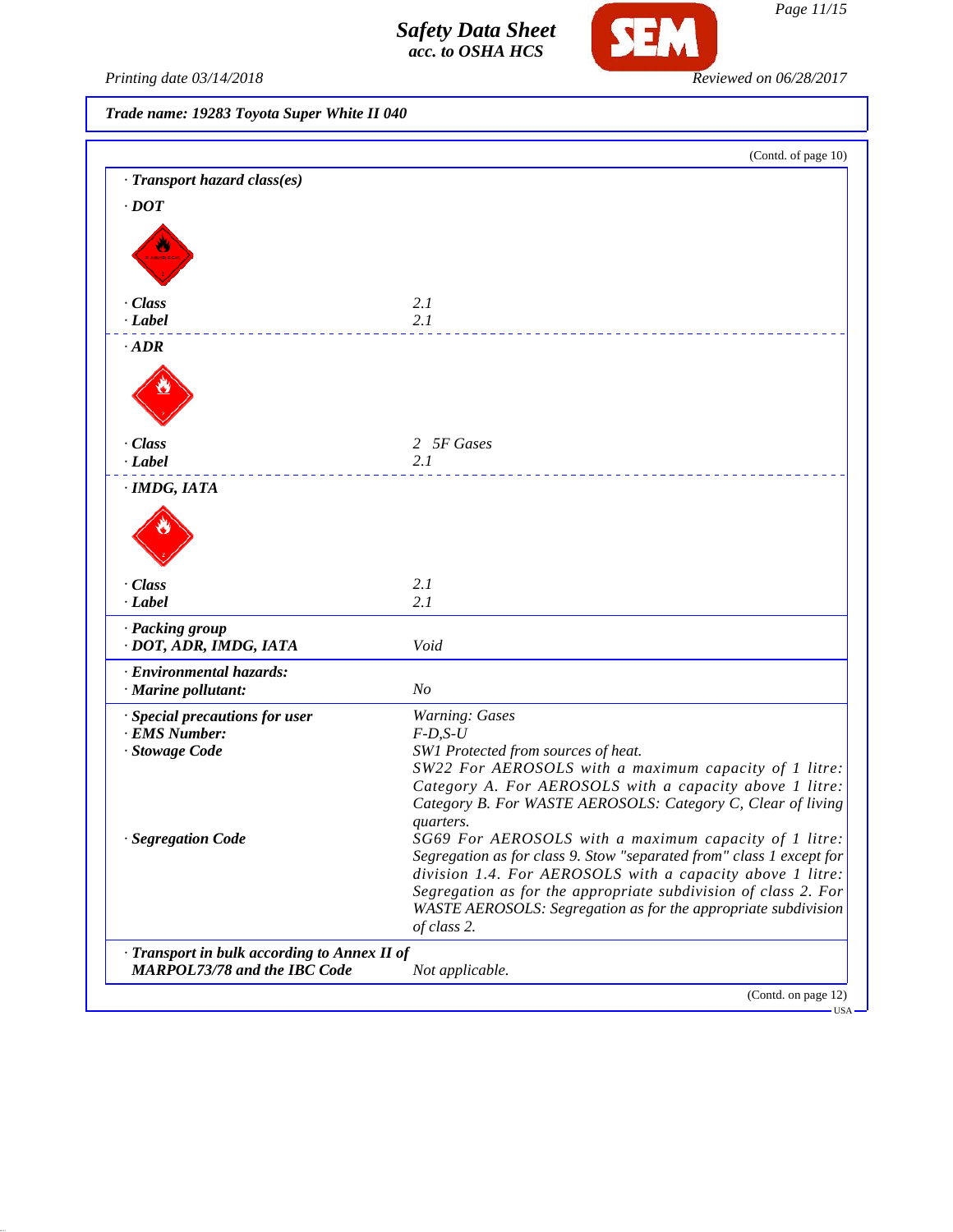**Trade name: 19283 Toyota Super White II 040**

(Contd. of page 10)

**· Transport hazard class(es)**

**· DOT**

| | |
|---|---|
| **· Class** | 2.1 |
| **· Label** | 2.1 |

**· ADR**

| | |
|---|---|
| **· Class** | 2 5F Gases |
| **· Label** | 2.1 |

**· IMDG, IATA**

| | |
|---|---|
| **· Class** | 2.1 |
| **· Label** | 2.1 |

| | |
|---|---|
| **· Packing group** **· DOT, ADR, IMDG, IATA** | Void |
| **· Environmental hazards:** **· Marine pollutant:** | No |
| **· Special precautions for user** | Warning: Gases |
| **· EMS Number:** | F-D,S-U |
| **· Stowage Code** | SW1 Protected from sources of heat. SW22 For AEROSOLS with a maximum capacity of 1 litre: Category A. For AEROSOLS with a capacity above 1 litre: Category B. For WASTE AEROSOLS: Category C, Clear of living quarters. |
| **· Segregation Code** | SG69 For AEROSOLS with a maximum capacity of 1 litre: Segregation as for class 9. Stow "separated from" class 1 except for division 1.4. For AEROSOLS with a capacity above 1 litre: Segregation as for the appropriate subdivision of class 2. For WASTE AEROSOLS: Segregation as for the appropriate subdivision of class 2. |
| **· Transport in bulk according to Annex II of MARPOL73/78 and the IBC Code** | Not applicable. |

(Contd. on page 12)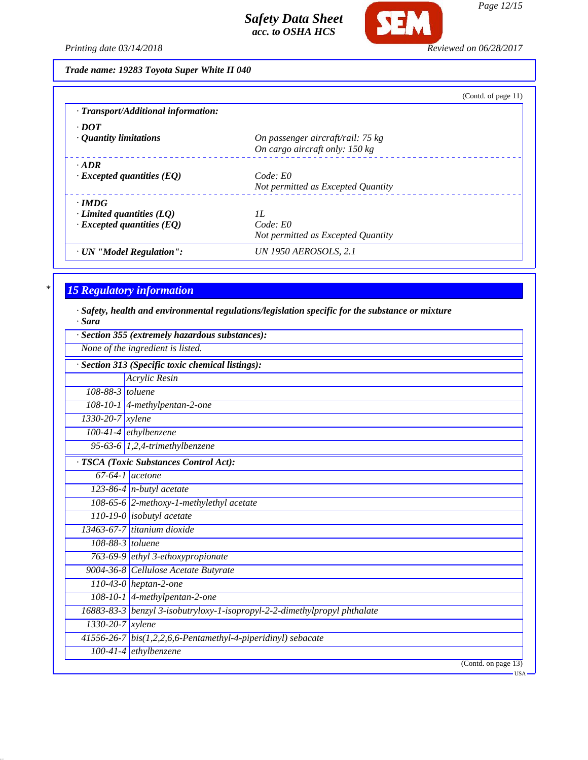Trade name: 19283 Toyota Super White II 040

(Contd. of page 11)

· **Transport/Additional information:**

· **DOT**

| | |
|---|---|
| · **Quantity limitations** | On passenger aircraft/rail: 75 kg<br>On cargo aircraft only: 150 kg |

· **ADR**

| | |
|---|---|
| · **Excepted quantities (EQ)** | Code: E0<br>Not permitted as Excepted Quantity |

· **IMDG**

| | |
|---|---|
| · **Limited quantities (LQ)** | 1L |
| · **Excepted quantities (EQ)** | Code: E0<br>Not permitted as Excepted Quantity |

| | |
|---|---|
| · **UN "Model Regulation":** | UN 1950 AEROSOLS, 2.1 |

## 15 Regulatory information

· **Safety, health and environmental regulations/legislation specific for the substance or mixture**

· **Sara**

· **Section 355 (extremely hazardous substances):**

None of the ingredient is listed.

· **Section 313 (Specific toxic chemical listings):**

| | |
|---|---|
| | Acrylic Resin |
| 108-88-3 | toluene |
| 108-10-1 | 4-methylpentan-2-one |
| 1330-20-7 | xylene |
| 100-41-4 | ethylbenzene |
| 95-63-6 | 1,2,4-trimethylbenzene |

· **TSCA (Toxic Substances Control Act):**

| | |
|---|---|
| 67-64-1 | acetone |
| 123-86-4 | n-butyl acetate |
| 108-65-6 | 2-methoxy-1-methylethyl acetate |
| 110-19-0 | isobutyl acetate |
| 13463-67-7 | titanium dioxide |
| 108-88-3 | toluene |
| 763-69-9 | ethyl 3-ethoxypropionate |
| 9004-36-8 | Cellulose Acetate Butyrate |
| 110-43-0 | heptan-2-one |
| 108-10-1 | 4-methylpentan-2-one |
| 16883-83-3 | benzyl 3-isobutryloxy-1-isopropyl-2-2-dimethylpropyl phthalate |
| 1330-20-7 | xylene |
| 41556-26-7 | bis(1,2,2,6,6-Pentamethyl-4-piperidinyl) sebacate |
| 100-41-4 | ethylbenzene |

(Contd. on page 13)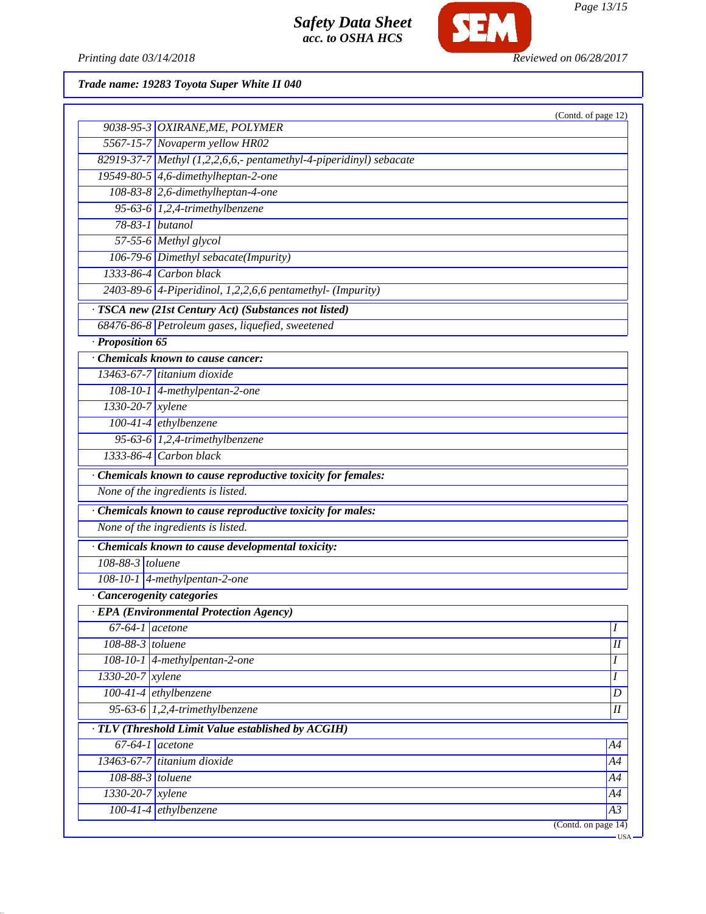**Trade name: 19283 Toyota Super White II 040**

(Contd. of page 12)

| | |
|---|---|
| 9038-95-3 | OXIRANE,ME, POLYMER |
| 5567-15-7 | Novaperm yellow HR02 |
| 82919-37-7 | Methyl (1,2,2,6,6,- pentamethyl-4-piperidinyl) sebacate |
| 19549-80-5 | 4,6-dimethylheptan-2-one |
| 108-83-8 | 2,6-dimethylheptan-4-one |
| 95-63-6 | 1,2,4-trimethylbenzene |
| 78-83-1 | butanol |
| 57-55-6 | Methyl glycol |
| 106-79-6 | Dimethyl sebacate(Impurity) |
| 1333-86-4 | Carbon black |
| 2403-89-6 | 4-Piperidinol, 1,2,2,6,6 pentamethyl- (Impurity) |

**· TSCA new (21st Century Act) (Substances not listed)**

| | |
|---|---|
| 68476-86-8 | Petroleum gases, liquefied, sweetened |

**· Proposition 65**

**· Chemicals known to cause cancer:**

| | |
|---|---|
| 13463-67-7 | titanium dioxide |
| 108-10-1 | 4-methylpentan-2-one |
| 1330-20-7 | xylene |
| 100-41-4 | ethylbenzene |
| 95-63-6 | 1,2,4-trimethylbenzene |
| 1333-86-4 | Carbon black |

**· Chemicals known to cause reproductive toxicity for females:**

None of the ingredients is listed.

**· Chemicals known to cause reproductive toxicity for males:**

None of the ingredients is listed.

**· Chemicals known to cause developmental toxicity:**

| | |
|---|---|
| 108-88-3 | toluene |
| 108-10-1 | 4-methylpentan-2-one |

**· Cancerogenity categories**

**· EPA (Environmental Protection Agency)**

| | | |
|---|---|---|
| 67-64-1 | acetone | I |
| 108-88-3 | toluene | II |
| 108-10-1 | 4-methylpentan-2-one | I |
| 1330-20-7 | xylene | I |
| 100-41-4 | ethylbenzene | D |
| 95-63-6 | 1,2,4-trimethylbenzene | II |

**· TLV (Threshold Limit Value established by ACGIH)**

| | | |
|---|---|---|
| 67-64-1 | acetone | A4 |
| 13463-67-7 | titanium dioxide | A4 |
| 108-88-3 | toluene | A4 |
| 1330-20-7 | xylene | A4 |
| 100-41-4 | ethylbenzene | A3 |

(Contd. on page 14)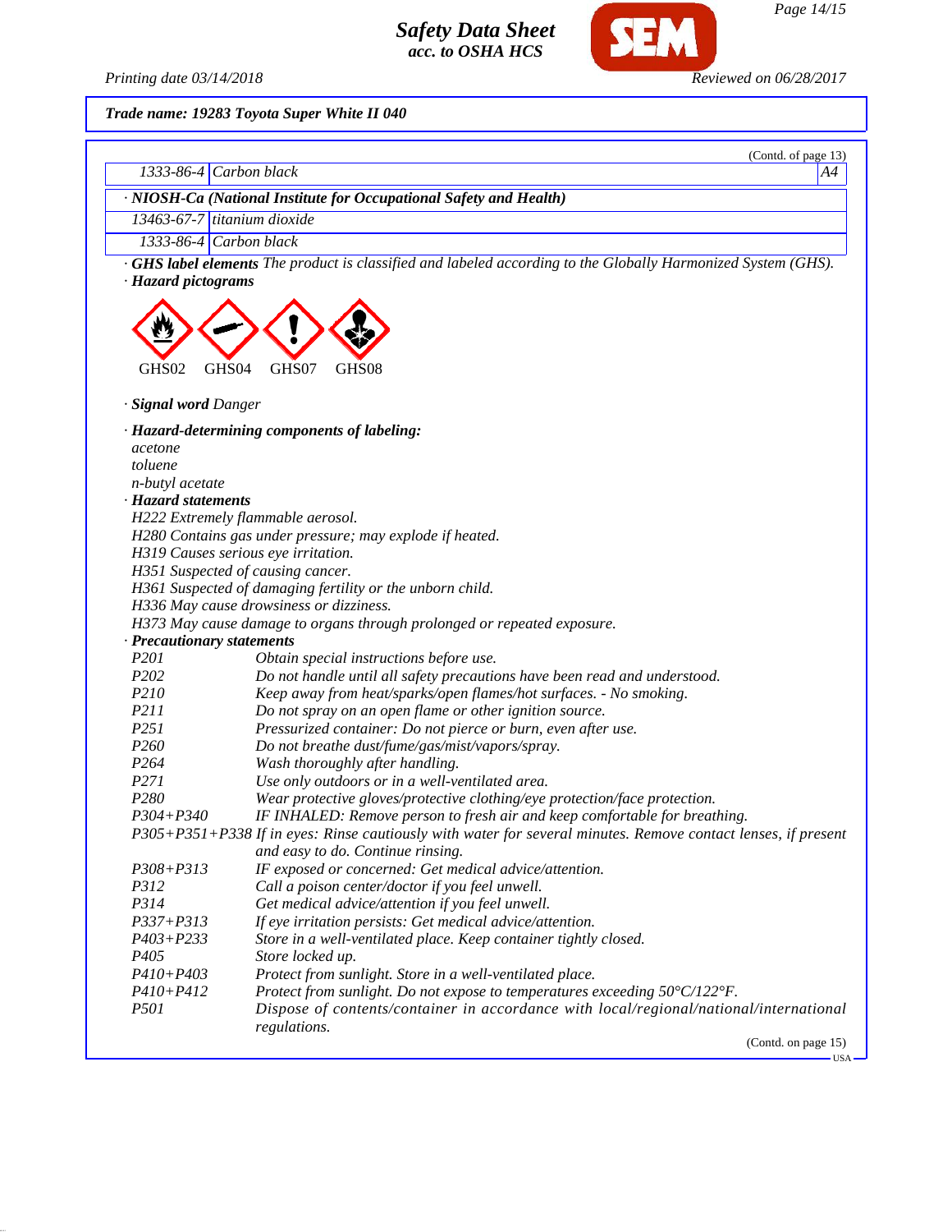**Trade name: 19283 Toyota Super White II 040**

(Contd. of page 13)

| | | |
|---|---|---|
| 1333-86-4 | Carbon black | A4 |

· **NIOSH-Ca (National Institute for Occupational Safety and Health)**

| | |
|---|---|
| 13463-67-7 | titanium dioxide |
| 1333-86-4 | Carbon black |

· **GHS label elements** The product is classified and labeled according to the Globally Harmonized System (GHS).

· **Hazard pictograms**

GHS02 GHS04 GHS07 GHS08

· **Signal word** Danger

· **Hazard-determining components of labeling:**
acetone
toluene
n-butyl acetate

· **Hazard statements**
H222 Extremely flammable aerosol.
H280 Contains gas under pressure; may explode if heated.
H319 Causes serious eye irritation.
H351 Suspected of causing cancer.
H361 Suspected of damaging fertility or the unborn child.
H336 May cause drowsiness or dizziness.
H373 May cause damage to organs through prolonged or repeated exposure.

· **Precautionary statements**

| | |
|---|---|
| P201 | Obtain special instructions before use. |
| P202 | Do not handle until all safety precautions have been read and understood. |
| P210 | Keep away from heat/sparks/open flames/hot surfaces. - No smoking. |
| P211 | Do not spray on an open flame or other ignition source. |
| P251 | Pressurized container: Do not pierce or burn, even after use. |
| P260 | Do not breathe dust/fume/gas/mist/vapors/spray. |
| P264 | Wash thoroughly after handling. |
| P271 | Use only outdoors or in a well-ventilated area. |
| P280 | Wear protective gloves/protective clothing/eye protection/face protection. |
| P304+P340 | IF INHALED: Remove person to fresh air and keep comfortable for breathing. |
| P305+P351+P338 | If in eyes: Rinse cautiously with water for several minutes. Remove contact lenses, if present and easy to do. Continue rinsing. |
| P308+P313 | IF exposed or concerned: Get medical advice/attention. |
| P312 | Call a poison center/doctor if you feel unwell. |
| P314 | Get medical advice/attention if you feel unwell. |
| P337+P313 | If eye irritation persists: Get medical advice/attention. |
| P403+P233 | Store in a well-ventilated place. Keep container tightly closed. |
| P405 | Store locked up. |
| P410+P403 | Protect from sunlight. Store in a well-ventilated place. |
| P410+P412 | Protect from sunlight. Do not expose to temperatures exceeding 50°C/122°F. |
| P501 | Dispose of contents/container in accordance with local/regional/national/international regulations. |

(Contd. on page 15)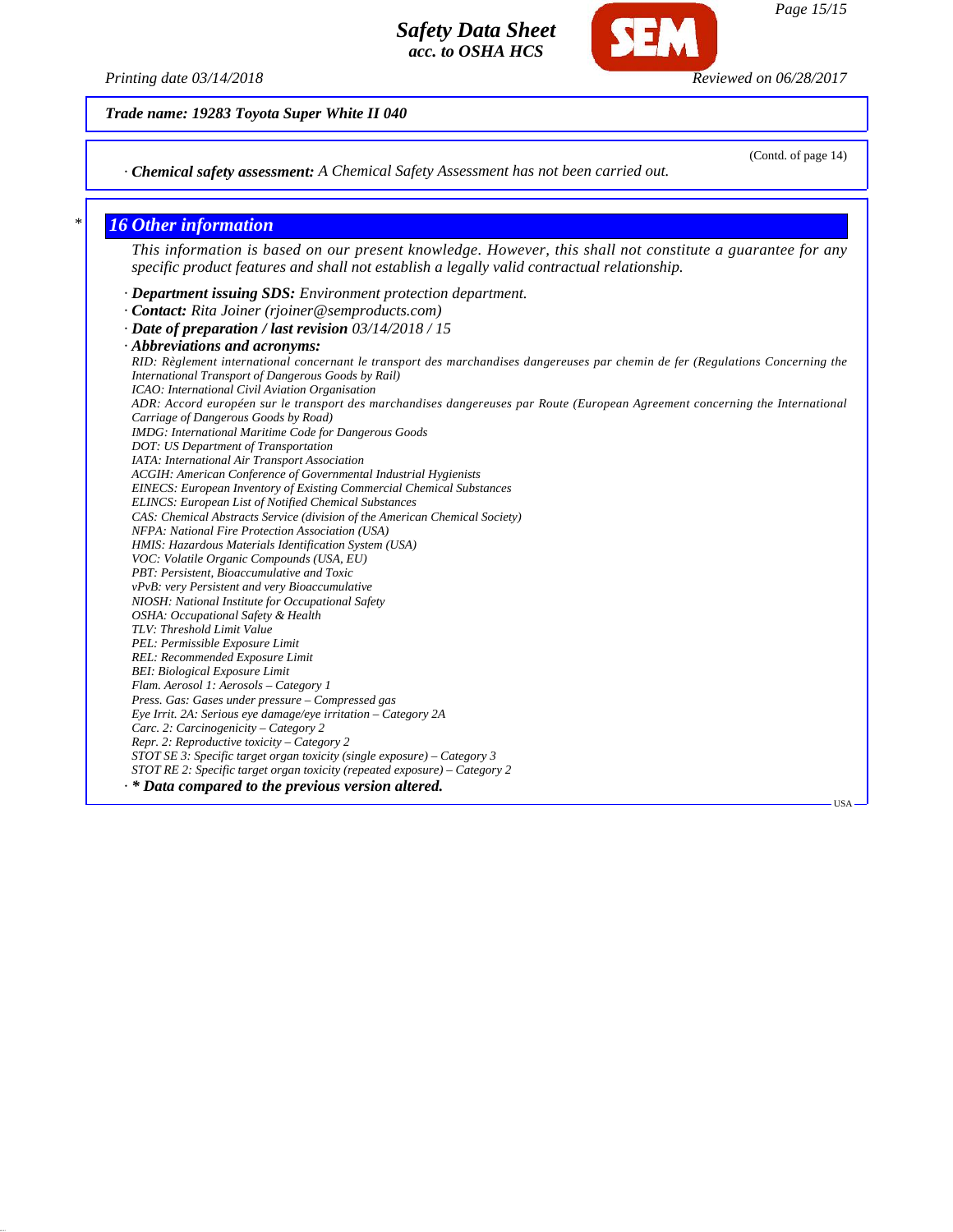**Trade name: 19283 Toyota Super White II 040**

(Contd. of page 14)

· ***Chemical safety assessment:*** *A Chemical Safety Assessment has not been carried out.*

## \* 16 Other information

*This information is based on our present knowledge. However, this shall not constitute a guarantee for any specific product features and shall not establish a legally valid contractual relationship.*

· ***Department issuing SDS:*** *Environment protection department.*
· ***Contact:*** *Rita Joiner (rjoiner@semproducts.com)*
· ***Date of preparation / last revision*** *03/14/2018 / 15*
· ***Abbreviations and acronyms:***
*RID: Règlement international concernant le transport des marchandises dangereuses par chemin de fer (Regulations Concerning the International Transport of Dangerous Goods by Rail)*
*ICAO: International Civil Aviation Organisation*
*ADR: Accord européen sur le transport des marchandises dangereuses par Route (European Agreement concerning the International Carriage of Dangerous Goods by Road)*
*IMDG: International Maritime Code for Dangerous Goods*
*DOT: US Department of Transportation*
*IATA: International Air Transport Association*
*ACGIH: American Conference of Governmental Industrial Hygienists*
*EINECS: European Inventory of Existing Commercial Chemical Substances*
*ELINCS: European List of Notified Chemical Substances*
*CAS: Chemical Abstracts Service (division of the American Chemical Society)*
*NFPA: National Fire Protection Association (USA)*
*HMIS: Hazardous Materials Identification System (USA)*
*VOC: Volatile Organic Compounds (USA, EU)*
*PBT: Persistent, Bioaccumulative and Toxic*
*vPvB: very Persistent and very Bioaccumulative*
*NIOSH: National Institute for Occupational Safety*
*OSHA: Occupational Safety & Health*
*TLV: Threshold Limit Value*
*PEL: Permissible Exposure Limit*
*REL: Recommended Exposure Limit*
*BEI: Biological Exposure Limit*
*Flam. Aerosol 1: Aerosols – Category 1*
*Press. Gas: Gases under pressure – Compressed gas*
*Eye Irrit. 2A: Serious eye damage/eye irritation – Category 2A*
*Carc. 2: Carcinogenicity – Category 2*
*Repr. 2: Reproductive toxicity – Category 2*
*STOT SE 3: Specific target organ toxicity (single exposure) – Category 3*
*STOT RE 2: Specific target organ toxicity (repeated exposure) – Category 2*
· ***\* Data compared to the previous version altered.***

USA